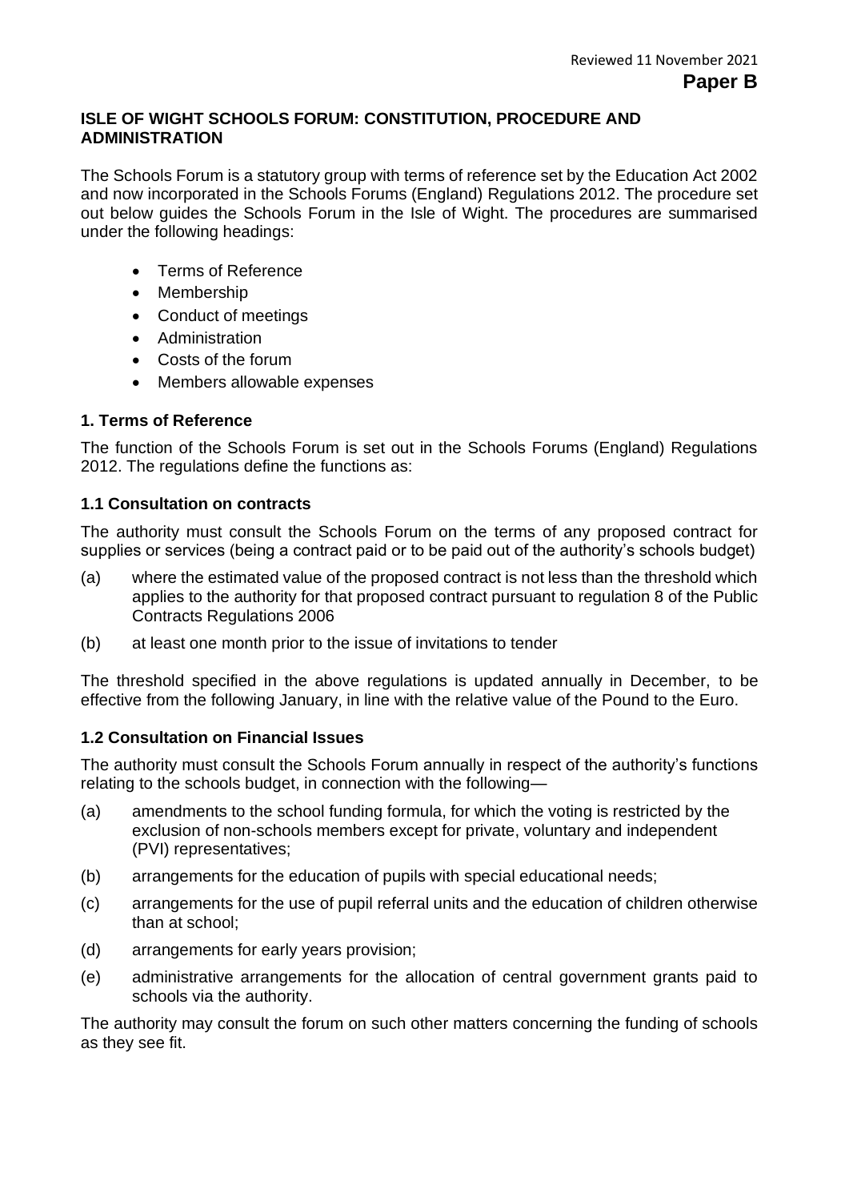Reviewed 11 November 2021

**Paper B**

## ISLE OF WIGHT SCHOOLS FORUM: CONSTITUTION, PROCEDURE AND ADMINISTRATION

The Schools Forum is a statutory group with terms of reference set by the Education Act 2002 and now incorporated in the Schools Forums (England) Regulations 2012. The procedure set out below guides the Schools Forum in the Isle of Wight. The procedures are summarised under the following headings:

- Terms of Reference
- Membership
- Conduct of meetings
- Administration
- Costs of the forum
- Members allowable expenses

### 1. Terms of Reference

The function of the Schools Forum is set out in the Schools Forums (England) Regulations 2012. The regulations define the functions as:

#### 1.1 Consultation on contracts

The authority must consult the Schools Forum on the terms of any proposed contract for supplies or services (being a contract paid or to be paid out of the authority's schools budget)

(a) where the estimated value of the proposed contract is not less than the threshold which applies to the authority for that proposed contract pursuant to regulation 8 of the Public Contracts Regulations 2006

(b) at least one month prior to the issue of invitations to tender

The threshold specified in the above regulations is updated annually in December, to be effective from the following January, in line with the relative value of the Pound to the Euro.

#### 1.2 Consultation on Financial Issues

The authority must consult the Schools Forum annually in respect of the authority's functions relating to the schools budget, in connection with the following—

(a) amendments to the school funding formula, for which the voting is restricted by the exclusion of non-schools members except for private, voluntary and independent (PVI) representatives;

(b) arrangements for the education of pupils with special educational needs;

(c) arrangements for the use of pupil referral units and the education of children otherwise than at school;

(d) arrangements for early years provision;

(e) administrative arrangements for the allocation of central government grants paid to schools via the authority.

The authority may consult the forum on such other matters concerning the funding of schools as they see fit.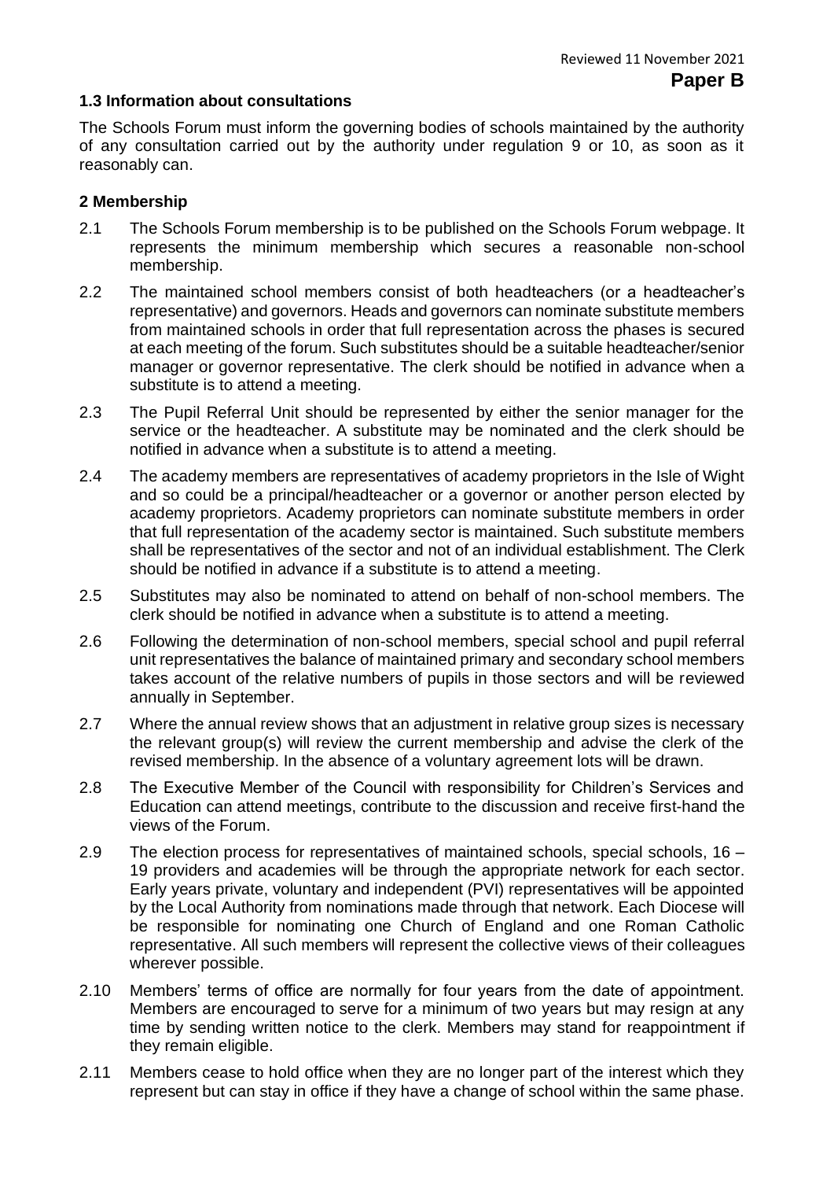### 1.3 Information about consultations

The Schools Forum must inform the governing bodies of schools maintained by the authority of any consultation carried out by the authority under regulation 9 or 10, as soon as it reasonably can.

### 2 Membership

2.1 The Schools Forum membership is to be published on the Schools Forum webpage. It represents the minimum membership which secures a reasonable non-school membership.

2.2 The maintained school members consist of both headteachers (or a headteacher's representative) and governors. Heads and governors can nominate substitute members from maintained schools in order that full representation across the phases is secured at each meeting of the forum. Such substitutes should be a suitable headteacher/senior manager or governor representative. The clerk should be notified in advance when a substitute is to attend a meeting.

2.3 The Pupil Referral Unit should be represented by either the senior manager for the service or the headteacher. A substitute may be nominated and the clerk should be notified in advance when a substitute is to attend a meeting.

2.4 The academy members are representatives of academy proprietors in the Isle of Wight and so could be a principal/headteacher or a governor or another person elected by academy proprietors. Academy proprietors can nominate substitute members in order that full representation of the academy sector is maintained. Such substitute members shall be representatives of the sector and not of an individual establishment. The Clerk should be notified in advance if a substitute is to attend a meeting.

2.5 Substitutes may also be nominated to attend on behalf of non-school members. The clerk should be notified in advance when a substitute is to attend a meeting.

2.6 Following the determination of non-school members, special school and pupil referral unit representatives the balance of maintained primary and secondary school members takes account of the relative numbers of pupils in those sectors and will be reviewed annually in September.

2.7 Where the annual review shows that an adjustment in relative group sizes is necessary the relevant group(s) will review the current membership and advise the clerk of the revised membership. In the absence of a voluntary agreement lots will be drawn.

2.8 The Executive Member of the Council with responsibility for Children's Services and Education can attend meetings, contribute to the discussion and receive first-hand the views of the Forum.

2.9 The election process for representatives of maintained schools, special schools, 16 – 19 providers and academies will be through the appropriate network for each sector. Early years private, voluntary and independent (PVI) representatives will be appointed by the Local Authority from nominations made through that network. Each Diocese will be responsible for nominating one Church of England and one Roman Catholic representative. All such members will represent the collective views of their colleagues wherever possible.

2.10 Members' terms of office are normally for four years from the date of appointment. Members are encouraged to serve for a minimum of two years but may resign at any time by sending written notice to the clerk. Members may stand for reappointment if they remain eligible.

2.11 Members cease to hold office when they are no longer part of the interest which they represent but can stay in office if they have a change of school within the same phase.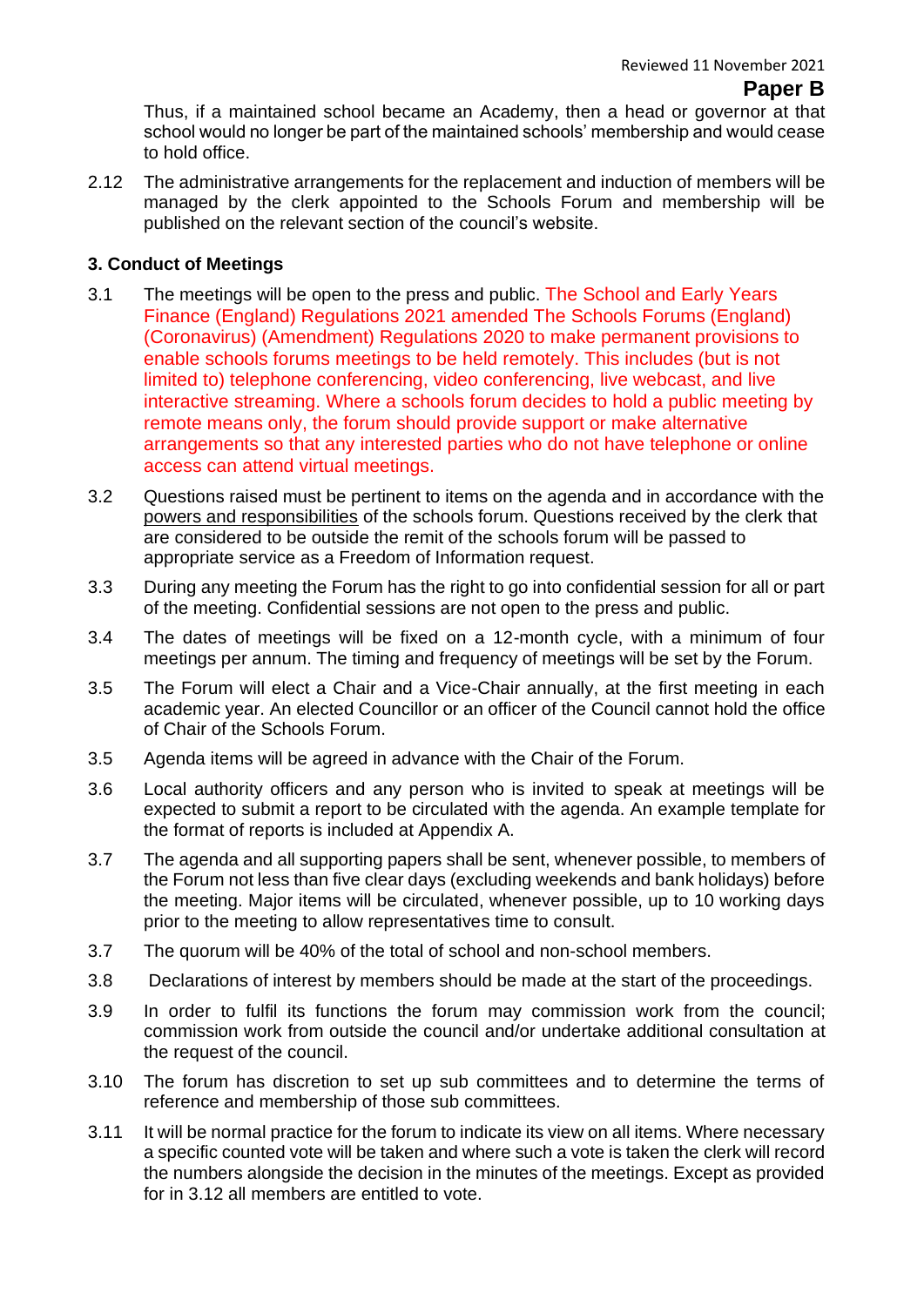Thus, if a maintained school became an Academy, then a head or governor at that school would no longer be part of the maintained schools' membership and would cease to hold office.

2.12 The administrative arrangements for the replacement and induction of members will be managed by the clerk appointed to the Schools Forum and membership will be published on the relevant section of the council's website.

### 3. Conduct of Meetings

3.1 The meetings will be open to the press and public. The School and Early Years Finance (England) Regulations 2021 amended The Schools Forums (England) (Coronavirus) (Amendment) Regulations 2020 to make permanent provisions to enable schools forums meetings to be held remotely. This includes (but is not limited to) telephone conferencing, video conferencing, live webcast, and live interactive streaming. Where a schools forum decides to hold a public meeting by remote means only, the forum should provide support or make alternative arrangements so that any interested parties who do not have telephone or online access can attend virtual meetings.

3.2 Questions raised must be pertinent to items on the agenda and in accordance with the powers and responsibilities of the schools forum. Questions received by the clerk that are considered to be outside the remit of the schools forum will be passed to appropriate service as a Freedom of Information request.

3.3 During any meeting the Forum has the right to go into confidential session for all or part of the meeting. Confidential sessions are not open to the press and public.

3.4 The dates of meetings will be fixed on a 12-month cycle, with a minimum of four meetings per annum. The timing and frequency of meetings will be set by the Forum.

3.5 The Forum will elect a Chair and a Vice-Chair annually, at the first meeting in each academic year. An elected Councillor or an officer of the Council cannot hold the office of Chair of the Schools Forum.

3.5 Agenda items will be agreed in advance with the Chair of the Forum.

3.6 Local authority officers and any person who is invited to speak at meetings will be expected to submit a report to be circulated with the agenda. An example template for the format of reports is included at Appendix A.

3.7 The agenda and all supporting papers shall be sent, whenever possible, to members of the Forum not less than five clear days (excluding weekends and bank holidays) before the meeting. Major items will be circulated, whenever possible, up to 10 working days prior to the meeting to allow representatives time to consult.

3.7 The quorum will be 40% of the total of school and non-school members.

3.8 Declarations of interest by members should be made at the start of the proceedings.

3.9 In order to fulfil its functions the forum may commission work from the council; commission work from outside the council and/or undertake additional consultation at the request of the council.

3.10 The forum has discretion to set up sub committees and to determine the terms of reference and membership of those sub committees.

3.11 It will be normal practice for the forum to indicate its view on all items. Where necessary a specific counted vote will be taken and where such a vote is taken the clerk will record the numbers alongside the decision in the minutes of the meetings. Except as provided for in 3.12 all members are entitled to vote.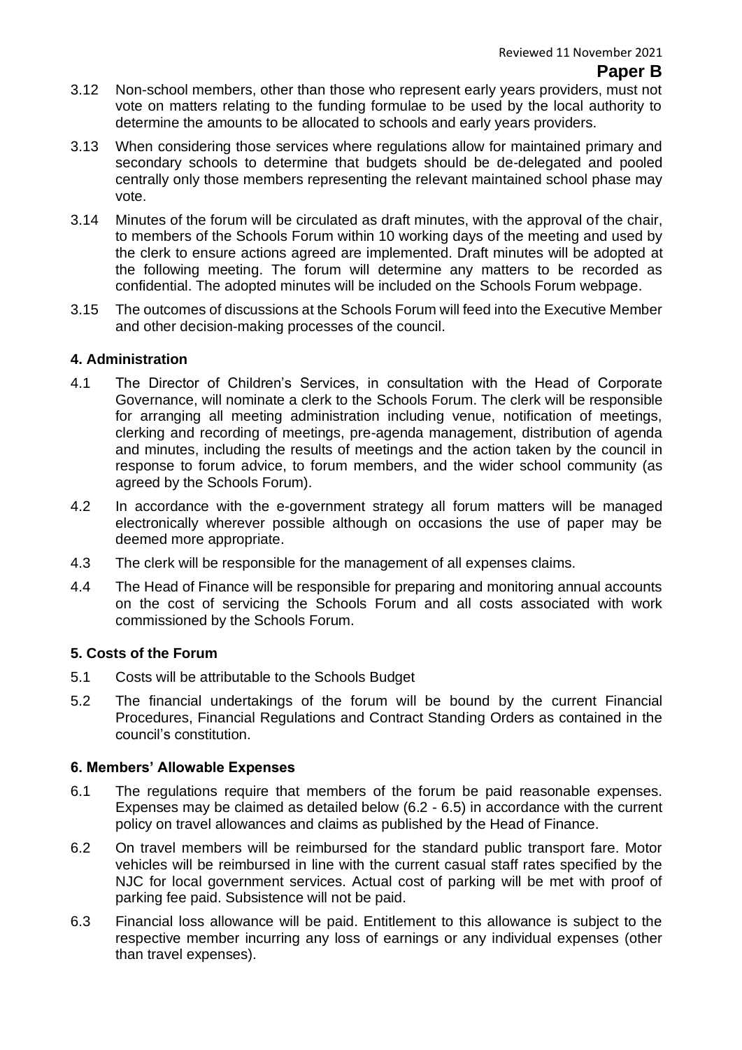3.12 Non-school members, other than those who represent early years providers, must not vote on matters relating to the funding formulae to be used by the local authority to determine the amounts to be allocated to schools and early years providers.

3.13 When considering those services where regulations allow for maintained primary and secondary schools to determine that budgets should be de-delegated and pooled centrally only those members representing the relevant maintained school phase may vote.

3.14 Minutes of the forum will be circulated as draft minutes, with the approval of the chair, to members of the Schools Forum within 10 working days of the meeting and used by the clerk to ensure actions agreed are implemented. Draft minutes will be adopted at the following meeting. The forum will determine any matters to be recorded as confidential. The adopted minutes will be included on the Schools Forum webpage.

3.15 The outcomes of discussions at the Schools Forum will feed into the Executive Member and other decision-making processes of the council.

### 4. Administration

4.1 The Director of Children's Services, in consultation with the Head of Corporate Governance, will nominate a clerk to the Schools Forum. The clerk will be responsible for arranging all meeting administration including venue, notification of meetings, clerking and recording of meetings, pre-agenda management, distribution of agenda and minutes, including the results of meetings and the action taken by the council in response to forum advice, to forum members, and the wider school community (as agreed by the Schools Forum).

4.2 In accordance with the e-government strategy all forum matters will be managed electronically wherever possible although on occasions the use of paper may be deemed more appropriate.

4.3 The clerk will be responsible for the management of all expenses claims.

4.4 The Head of Finance will be responsible for preparing and monitoring annual accounts on the cost of servicing the Schools Forum and all costs associated with work commissioned by the Schools Forum.

### 5. Costs of the Forum

5.1 Costs will be attributable to the Schools Budget

5.2 The financial undertakings of the forum will be bound by the current Financial Procedures, Financial Regulations and Contract Standing Orders as contained in the council's constitution.

### 6. Members' Allowable Expenses

6.1 The regulations require that members of the forum be paid reasonable expenses. Expenses may be claimed as detailed below (6.2 - 6.5) in accordance with the current policy on travel allowances and claims as published by the Head of Finance.

6.2 On travel members will be reimbursed for the standard public transport fare. Motor vehicles will be reimbursed in line with the current casual staff rates specified by the NJC for local government services. Actual cost of parking will be met with proof of parking fee paid. Subsistence will not be paid.

6.3 Financial loss allowance will be paid. Entitlement to this allowance is subject to the respective member incurring any loss of earnings or any individual expenses (other than travel expenses).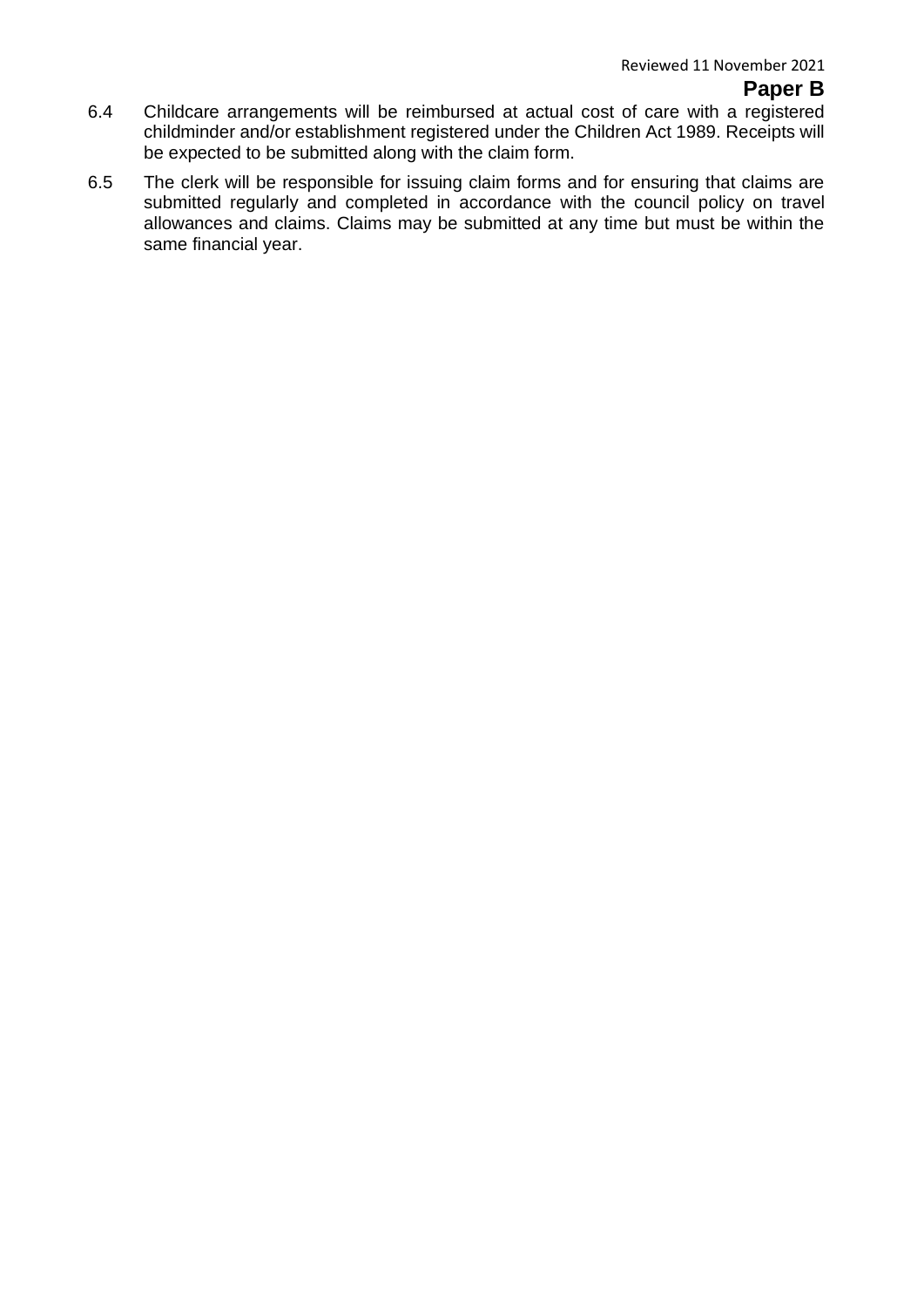6.4 Childcare arrangements will be reimbursed at actual cost of care with a registered childminder and/or establishment registered under the Children Act 1989. Receipts will be expected to be submitted along with the claim form.

6.5 The clerk will be responsible for issuing claim forms and for ensuring that claims are submitted regularly and completed in accordance with the council policy on travel allowances and claims. Claims may be submitted at any time but must be within the same financial year.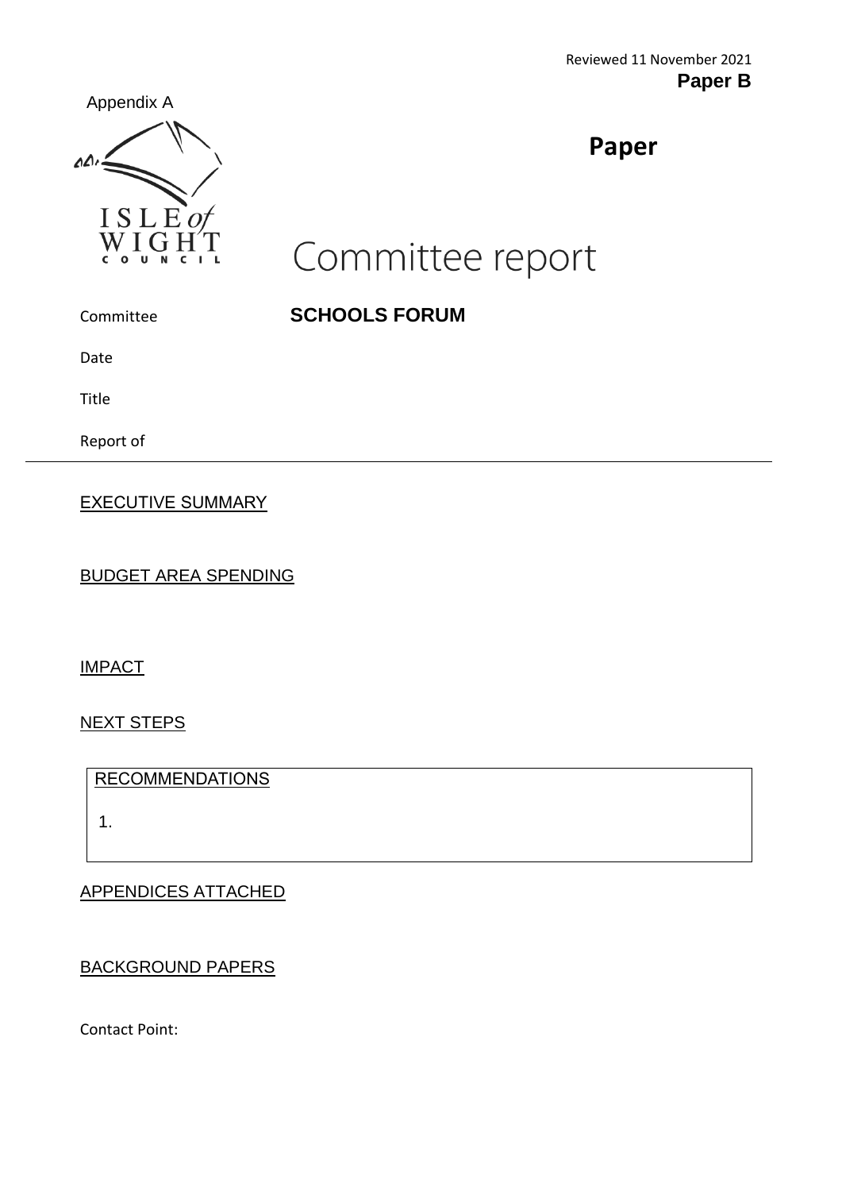Reviewed 11 November 2021

**Paper B**

Appendix A

ISLE of WIGHT COUNCIL

**Paper**

# Committee report

| | |
|---|---|
| Committee | **SCHOOLS FORUM** |
| Date | |
| Title | |
| Report of | |

EXECUTIVE SUMMARY

BUDGET AREA SPENDING

IMPACT

NEXT STEPS

RECOMMENDATIONS

1.

APPENDICES ATTACHED

BACKGROUND PAPERS

Contact Point: